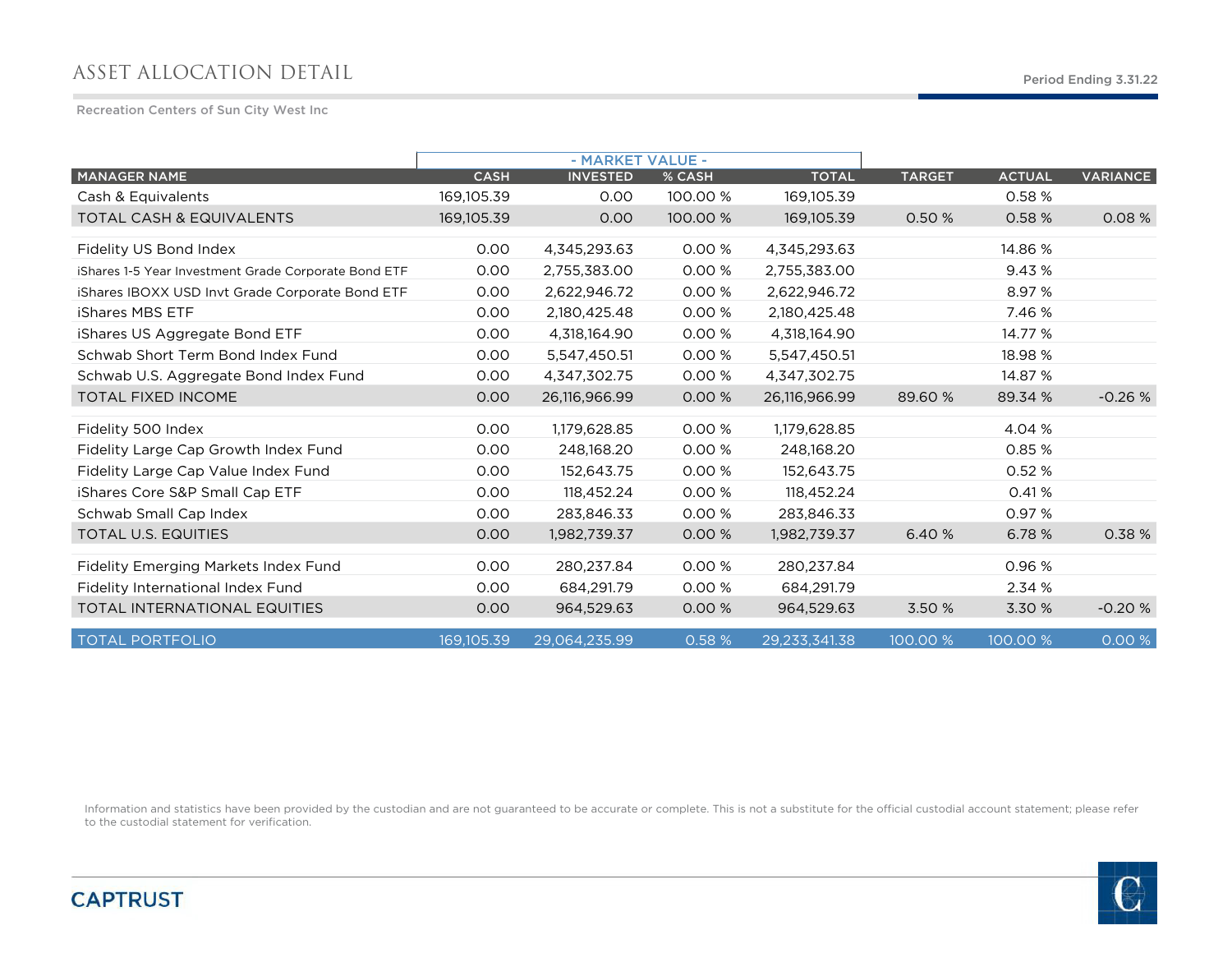# ASSET ALLOCATION DETAIL

Period Ending 3.31.22

Recreation Centers of Sun City West Inc

| MANAGER NAME | - MARKET VALUE - CASH | INVESTED | % CASH | TOTAL | TARGET | ACTUAL | VARIANCE |
|---|---|---|---|---|---|---|---|
| Cash & Equivalents | 169,105.39 | 0.00 | 100.00 % | 169,105.39 | | 0.58 % | |
| TOTAL CASH & EQUIVALENTS | 169,105.39 | 0.00 | 100.00 % | 169,105.39 | 0.50 % | 0.58 % | 0.08 % |
| Fidelity US Bond Index | 0.00 | 4,345,293.63 | 0.00 % | 4,345,293.63 | | 14.86 % | |
| iShares 1-5 Year Investment Grade Corporate Bond ETF | 0.00 | 2,755,383.00 | 0.00 % | 2,755,383.00 | | 9.43 % | |
| iShares IBOXX USD Invt Grade Corporate Bond ETF | 0.00 | 2,622,946.72 | 0.00 % | 2,622,946.72 | | 8.97 % | |
| iShares MBS ETF | 0.00 | 2,180,425.48 | 0.00 % | 2,180,425.48 | | 7.46 % | |
| iShares US Aggregate Bond ETF | 0.00 | 4,318,164.90 | 0.00 % | 4,318,164.90 | | 14.77 % | |
| Schwab Short Term Bond Index Fund | 0.00 | 5,547,450.51 | 0.00 % | 5,547,450.51 | | 18.98 % | |
| Schwab U.S. Aggregate Bond Index Fund | 0.00 | 4,347,302.75 | 0.00 % | 4,347,302.75 | | 14.87 % | |
| TOTAL FIXED INCOME | 0.00 | 26,116,966.99 | 0.00 % | 26,116,966.99 | 89.60 % | 89.34 % | -0.26 % |
| Fidelity 500 Index | 0.00 | 1,179,628.85 | 0.00 % | 1,179,628.85 | | 4.04 % | |
| Fidelity Large Cap Growth Index Fund | 0.00 | 248,168.20 | 0.00 % | 248,168.20 | | 0.85 % | |
| Fidelity Large Cap Value Index Fund | 0.00 | 152,643.75 | 0.00 % | 152,643.75 | | 0.52 % | |
| iShares Core S&P Small Cap ETF | 0.00 | 118,452.24 | 0.00 % | 118,452.24 | | 0.41 % | |
| Schwab Small Cap Index | 0.00 | 283,846.33 | 0.00 % | 283,846.33 | | 0.97 % | |
| TOTAL U.S. EQUITIES | 0.00 | 1,982,739.37 | 0.00 % | 1,982,739.37 | 6.40 % | 6.78 % | 0.38 % |
| Fidelity Emerging Markets Index Fund | 0.00 | 280,237.84 | 0.00 % | 280,237.84 | | 0.96 % | |
| Fidelity International Index Fund | 0.00 | 684,291.79 | 0.00 % | 684,291.79 | | 2.34 % | |
| TOTAL INTERNATIONAL EQUITIES | 0.00 | 964,529.63 | 0.00 % | 964,529.63 | 3.50 % | 3.30 % | -0.20 % |
| TOTAL PORTFOLIO | 169,105.39 | 29,064,235.99 | 0.58 % | 29,233,341.38 | 100.00 % | 100.00 % | 0.00 % |

Information and statistics have been provided by the custodian and are not guaranteed to be accurate or complete. This is not a substitute for the official custodial account statement; please refer to the custodial statement for verification.

CAPTRUST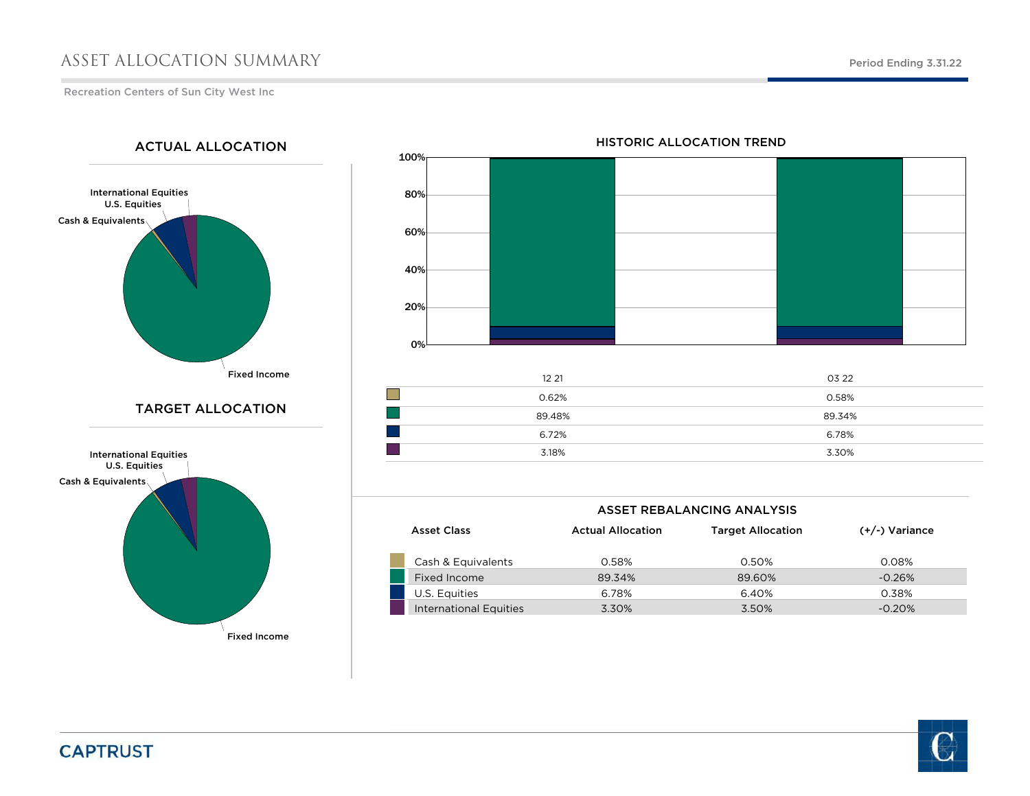# ASSET ALLOCATION SUMMARY

Period Ending 3.31.22

Recreation Centers of Sun City West Inc

## ACTUAL ALLOCATION

International Equities
U.S. Equities
Cash & Equivalents
Fixed Income

## TARGET ALLOCATION

International Equities
U.S. Equities
Cash & Equivalents
Fixed Income

## HISTORIC ALLOCATION TREND

| | 12 21 | 03 22 |
|---|---|---|
| Cash & Equivalents | 0.62% | 0.58% |
| Fixed Income | 89.48% | 89.34% |
| U.S. Equities | 6.72% | 6.78% |
| International Equities | 3.18% | 3.30% |

## ASSET REBALANCING ANALYSIS

| Asset Class | Actual Allocation | Target Allocation | (+/-) Variance |
|---|---|---|---|
| Cash & Equivalents | 0.58% | 0.50% | 0.08% |
| Fixed Income | 89.34% | 89.60% | -0.26% |
| U.S. Equities | 6.78% | 6.40% | 0.38% |
| International Equities | 3.30% | 3.50% | -0.20% |

CAPTRUST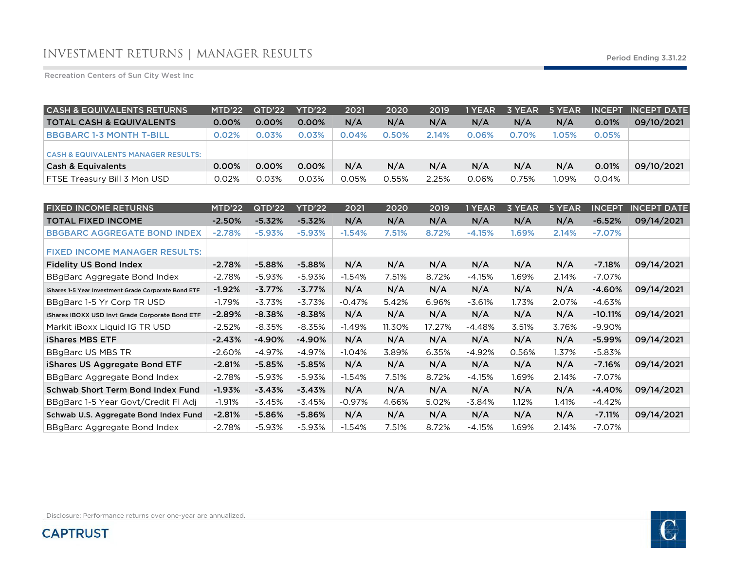# INVESTMENT RETURNS | MANAGER RESULTS

Period Ending 3.31.22

Recreation Centers of Sun City West Inc

| CASH & EQUIVALENTS RETURNS | MTD'22 | QTD'22 | YTD'22 | 2021 | 2020 | 2019 | 1 YEAR | 3 YEAR | 5 YEAR | INCEPT | INCEPT DATE |
|---|---|---|---|---|---|---|---|---|---|---|---|
| **TOTAL CASH & EQUIVALENTS** | **0.00%** | **0.00%** | **0.00%** | **N/A** | **N/A** | **N/A** | **N/A** | **N/A** | **N/A** | **0.01%** | **09/10/2021** |
| BBGBARC 1-3 MONTH T-BILL | 0.02% | 0.03% | 0.03% | 0.04% | 0.50% | 2.14% | 0.06% | 0.70% | 1.05% | 0.05% | |
| CASH & EQUIVALENTS MANAGER RESULTS: | | | | | | | | | | | |
| **Cash & Equivalents** | **0.00%** | **0.00%** | **0.00%** | **N/A** | **N/A** | **N/A** | **N/A** | **N/A** | **N/A** | **0.01%** | **09/10/2021** |
| FTSE Treasury Bill 3 Mon USD | 0.02% | 0.03% | 0.03% | 0.05% | 0.55% | 2.25% | 0.06% | 0.75% | 1.09% | 0.04% | |

| FIXED INCOME RETURNS | MTD'22 | QTD'22 | YTD'22 | 2021 | 2020 | 2019 | 1 YEAR | 3 YEAR | 5 YEAR | INCEPT | INCEPT DATE |
|---|---|---|---|---|---|---|---|---|---|---|---|
| **TOTAL FIXED INCOME** | **-2.50%** | **-5.32%** | **-5.32%** | **N/A** | **N/A** | **N/A** | **N/A** | **N/A** | **N/A** | **-6.52%** | **09/14/2021** |
| BBGBARC AGGREGATE BOND INDEX | -2.78% | -5.93% | -5.93% | -1.54% | 7.51% | 8.72% | -4.15% | 1.69% | 2.14% | -7.07% | |
| FIXED INCOME MANAGER RESULTS: | | | | | | | | | | | |
| **Fidelity US Bond Index** | **-2.78%** | **-5.88%** | **-5.88%** | **N/A** | **N/A** | **N/A** | **N/A** | **N/A** | **N/A** | **-7.18%** | **09/14/2021** |
| BBgBarc Aggregate Bond Index | -2.78% | -5.93% | -5.93% | -1.54% | 7.51% | 8.72% | -4.15% | 1.69% | 2.14% | -7.07% | |
| **iShares 1-5 Year Investment Grade Corporate Bond ETF** | **-1.92%** | **-3.77%** | **-3.77%** | **N/A** | **N/A** | **N/A** | **N/A** | **N/A** | **N/A** | **-4.60%** | **09/14/2021** |
| BBgBarc 1-5 Yr Corp TR USD | -1.79% | -3.73% | -3.73% | -0.47% | 5.42% | 6.96% | -3.61% | 1.73% | 2.07% | -4.63% | |
| **iShares IBOXX USD Invt Grade Corporate Bond ETF** | **-2.89%** | **-8.38%** | **-8.38%** | **N/A** | **N/A** | **N/A** | **N/A** | **N/A** | **N/A** | **-10.11%** | **09/14/2021** |
| Markit iBoxx Liquid IG TR USD | -2.52% | -8.35% | -8.35% | -1.49% | 11.30% | 17.27% | -4.48% | 3.51% | 3.76% | -9.90% | |
| **iShares MBS ETF** | **-2.43%** | **-4.90%** | **-4.90%** | **N/A** | **N/A** | **N/A** | **N/A** | **N/A** | **N/A** | **-5.99%** | **09/14/2021** |
| BBgBarc US MBS TR | -2.60% | -4.97% | -4.97% | -1.04% | 3.89% | 6.35% | -4.92% | 0.56% | 1.37% | -5.83% | |
| **iShares US Aggregate Bond ETF** | **-2.81%** | **-5.85%** | **-5.85%** | **N/A** | **N/A** | **N/A** | **N/A** | **N/A** | **N/A** | **-7.16%** | **09/14/2021** |
| BBgBarc Aggregate Bond Index | -2.78% | -5.93% | -5.93% | -1.54% | 7.51% | 8.72% | -4.15% | 1.69% | 2.14% | -7.07% | |
| **Schwab Short Term Bond Index Fund** | **-1.93%** | **-3.43%** | **-3.43%** | **N/A** | **N/A** | **N/A** | **N/A** | **N/A** | **N/A** | **-4.40%** | **09/14/2021** |
| BBgBarc 1-5 Year Govt/Credit FI Adj | -1.91% | -3.45% | -3.45% | -0.97% | 4.66% | 5.02% | -3.84% | 1.12% | 1.41% | -4.42% | |
| **Schwab U.S. Aggregate Bond Index Fund** | **-2.81%** | **-5.86%** | **-5.86%** | **N/A** | **N/A** | **N/A** | **N/A** | **N/A** | **N/A** | **-7.11%** | **09/14/2021** |
| BBgBarc Aggregate Bond Index | -2.78% | -5.93% | -5.93% | -1.54% | 7.51% | 8.72% | -4.15% | 1.69% | 2.14% | -7.07% | |

Disclosure: Performance returns over one-year are annualized.

CAPTRUST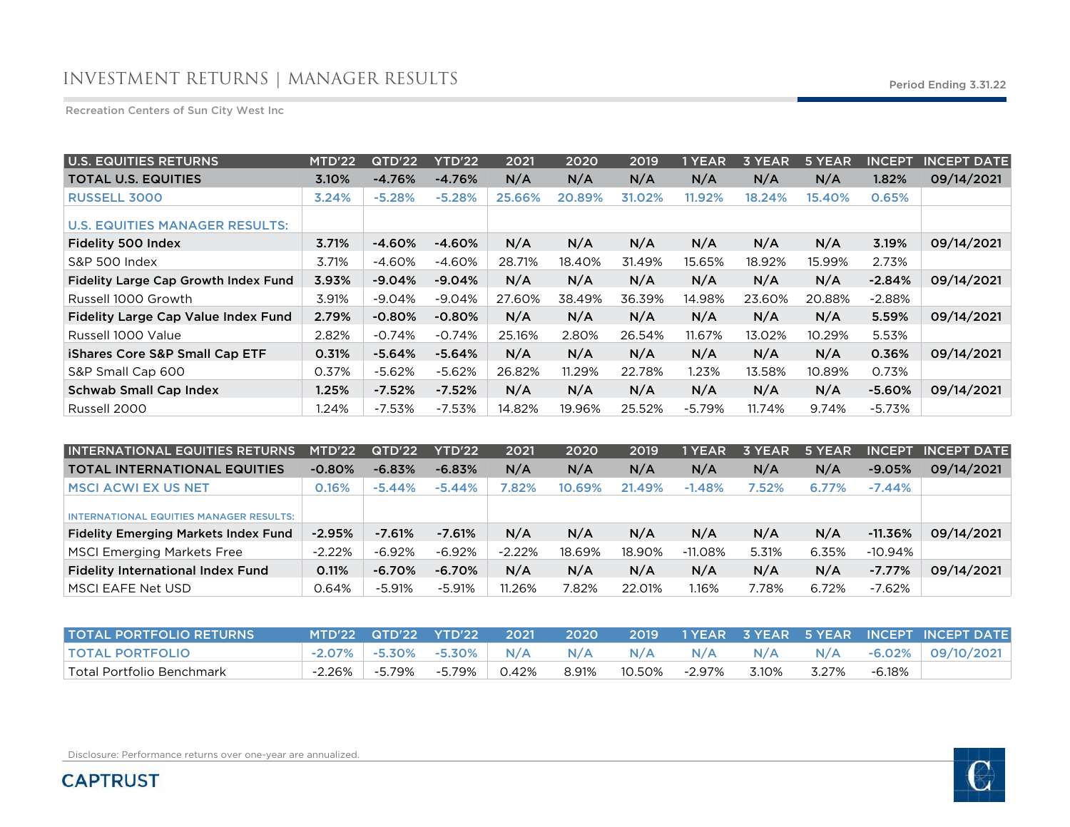# INVESTMENT RETURNS | MANAGER RESULTS

Period Ending 3.31.22

Recreation Centers of Sun City West Inc

| U.S. EQUITIES RETURNS | MTD'22 | QTD'22 | YTD'22 | 2021 | 2020 | 2019 | 1 YEAR | 3 YEAR | 5 YEAR | INCEPT | INCEPT DATE |
|---|---|---|---|---|---|---|---|---|---|---|---|
| **TOTAL U.S. EQUITIES** | **3.10%** | **-4.76%** | **-4.76%** | **N/A** | **N/A** | **N/A** | **N/A** | **N/A** | **N/A** | **1.82%** | **09/14/2021** |
| RUSSELL 3000 | 3.24% | -5.28% | -5.28% | 25.66% | 20.89% | 31.02% | 11.92% | 18.24% | 15.40% | 0.65% | |
| U.S. EQUITIES MANAGER RESULTS: | | | | | | | | | | | |
| **Fidelity 500 Index** | **3.71%** | **-4.60%** | **-4.60%** | **N/A** | **N/A** | **N/A** | **N/A** | **N/A** | **N/A** | **3.19%** | **09/14/2021** |
| S&P 500 Index | 3.71% | -4.60% | -4.60% | 28.71% | 18.40% | 31.49% | 15.65% | 18.92% | 15.99% | 2.73% | |
| **Fidelity Large Cap Growth Index Fund** | **3.93%** | **-9.04%** | **-9.04%** | **N/A** | **N/A** | **N/A** | **N/A** | **N/A** | **N/A** | **-2.84%** | **09/14/2021** |
| Russell 1000 Growth | 3.91% | -9.04% | -9.04% | 27.60% | 38.49% | 36.39% | 14.98% | 23.60% | 20.88% | -2.88% | |
| **Fidelity Large Cap Value Index Fund** | **2.79%** | **-0.80%** | **-0.80%** | **N/A** | **N/A** | **N/A** | **N/A** | **N/A** | **N/A** | **5.59%** | **09/14/2021** |
| Russell 1000 Value | 2.82% | -0.74% | -0.74% | 25.16% | 2.80% | 26.54% | 11.67% | 13.02% | 10.29% | 5.53% | |
| **iShares Core S&P Small Cap ETF** | **0.31%** | **-5.64%** | **-5.64%** | **N/A** | **N/A** | **N/A** | **N/A** | **N/A** | **N/A** | **0.36%** | **09/14/2021** |
| S&P Small Cap 600 | 0.37% | -5.62% | -5.62% | 26.82% | 11.29% | 22.78% | 1.23% | 13.58% | 10.89% | 0.73% | |
| **Schwab Small Cap Index** | **1.25%** | **-7.52%** | **-7.52%** | **N/A** | **N/A** | **N/A** | **N/A** | **N/A** | **N/A** | **-5.60%** | **09/14/2021** |
| Russell 2000 | 1.24% | -7.53% | -7.53% | 14.82% | 19.96% | 25.52% | -5.79% | 11.74% | 9.74% | -5.73% | |

| INTERNATIONAL EQUITIES RETURNS | MTD'22 | QTD'22 | YTD'22 | 2021 | 2020 | 2019 | 1 YEAR | 3 YEAR | 5 YEAR | INCEPT | INCEPT DATE |
|---|---|---|---|---|---|---|---|---|---|---|---|
| **TOTAL INTERNATIONAL EQUITIES** | **-0.80%** | **-6.83%** | **-6.83%** | **N/A** | **N/A** | **N/A** | **N/A** | **N/A** | **N/A** | **-9.05%** | **09/14/2021** |
| MSCI ACWI EX US NET | 0.16% | -5.44% | -5.44% | 7.82% | 10.69% | 21.49% | -1.48% | 7.52% | 6.77% | -7.44% | |
| INTERNATIONAL EQUITIES MANAGER RESULTS: | | | | | | | | | | | |
| **Fidelity Emerging Markets Index Fund** | **-2.95%** | **-7.61%** | **-7.61%** | **N/A** | **N/A** | **N/A** | **N/A** | **N/A** | **N/A** | **-11.36%** | **09/14/2021** |
| MSCI Emerging Markets Free | -2.22% | -6.92% | -6.92% | -2.22% | 18.69% | 18.90% | -11.08% | 5.31% | 6.35% | -10.94% | |
| **Fidelity International Index Fund** | **0.11%** | **-6.70%** | **-6.70%** | **N/A** | **N/A** | **N/A** | **N/A** | **N/A** | **N/A** | **-7.77%** | **09/14/2021** |
| MSCI EAFE Net USD | 0.64% | -5.91% | -5.91% | 11.26% | 7.82% | 22.01% | 1.16% | 7.78% | 6.72% | -7.62% | |

| TOTAL PORTFOLIO RETURNS | MTD'22 | QTD'22 | YTD'22 | 2021 | 2020 | 2019 | 1 YEAR | 3 YEAR | 5 YEAR | INCEPT | INCEPT DATE |
|---|---|---|---|---|---|---|---|---|---|---|---|
| TOTAL PORTFOLIO | -2.07% | -5.30% | -5.30% | N/A | N/A | N/A | N/A | N/A | N/A | -6.02% | 09/10/2021 |
| Total Portfolio Benchmark | -2.26% | -5.79% | -5.79% | 0.42% | 8.91% | 10.50% | -2.97% | 3.10% | 3.27% | -6.18% | |

Disclosure: Performance returns over one-year are annualized.

CAPTRUST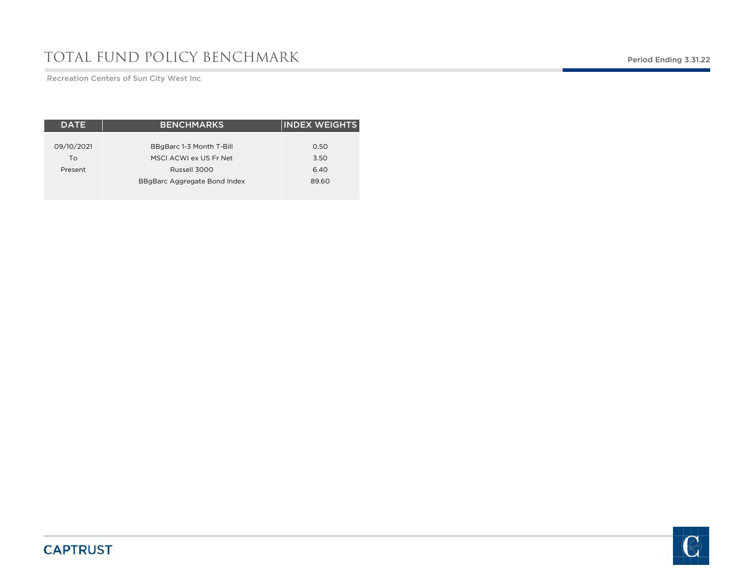# TOTAL FUND POLICY BENCHMARK

Period Ending 3.31.22

Recreation Centers of Sun City West Inc

| DATE | BENCHMARKS | INDEX WEIGHTS |
|---|---|---|
| 09/10/2021 | BBgBarc 1-3 Month T-Bill | 0.50 |
| To | MSCI ACWI ex US Fr Net | 3.50 |
| Present | Russell 3000 | 6.40 |
| | BBgBarc Aggregate Bond Index | 89.60 |